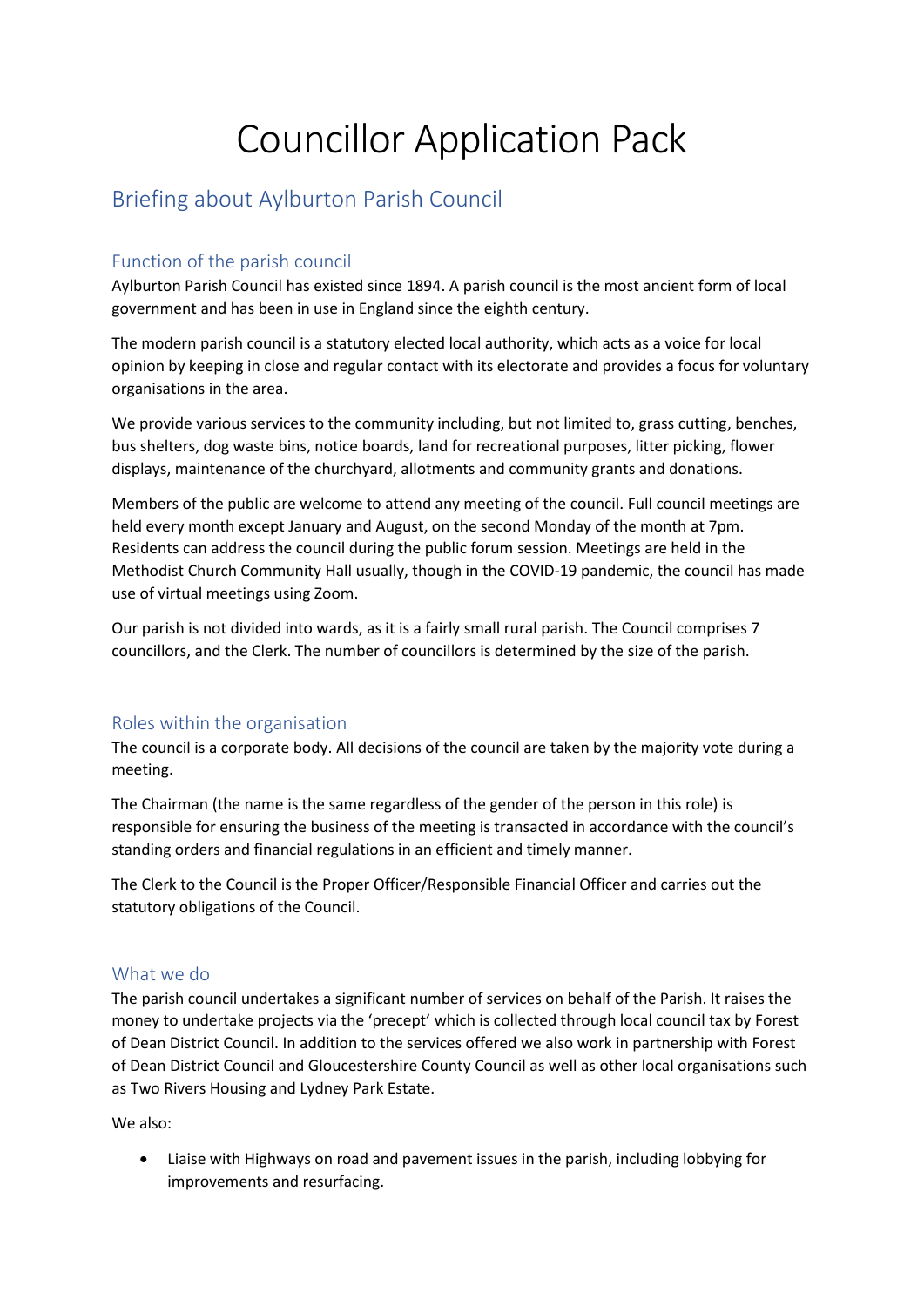# Councillor Application Pack

## Briefing about Aylburton Parish Council

### Function of the parish council

Aylburton Parish Council has existed since 1894. A parish council is the most ancient form of local government and has been in use in England since the eighth century.

The modern parish council is a statutory elected local authority, which acts as a voice for local opinion by keeping in close and regular contact with its electorate and provides a focus for voluntary organisations in the area.

We provide various services to the community including, but not limited to, grass cutting, benches, bus shelters, dog waste bins, notice boards, land for recreational purposes, litter picking, flower displays, maintenance of the churchyard, allotments and community grants and donations.

Members of the public are welcome to attend any meeting of the council. Full council meetings are held every month except January and August, on the second Monday of the month at 7pm. Residents can address the council during the public forum session. Meetings are held in the Methodist Church Community Hall usually, though in the COVID-19 pandemic, the council has made use of virtual meetings using Zoom.

Our parish is not divided into wards, as it is a fairly small rural parish. The Council comprises 7 councillors, and the Clerk. The number of councillors is determined by the size of the parish.

### Roles within the organisation

The council is a corporate body. All decisions of the council are taken by the majority vote during a meeting.

The Chairman (the name is the same regardless of the gender of the person in this role) is responsible for ensuring the business of the meeting is transacted in accordance with the council's standing orders and financial regulations in an efficient and timely manner.

The Clerk to the Council is the Proper Officer/Responsible Financial Officer and carries out the statutory obligations of the Council.

### What we do

The parish council undertakes a significant number of services on behalf of the Parish. It raises the money to undertake projects via the 'precept' which is collected through local council tax by Forest of Dean District Council. In addition to the services offered we also work in partnership with Forest of Dean District Council and Gloucestershire County Council as well as other local organisations such as Two Rivers Housing and Lydney Park Estate.

We also:

- Liaise with Highways on road and pavement issues in the parish, including lobbying for improvements and resurfacing.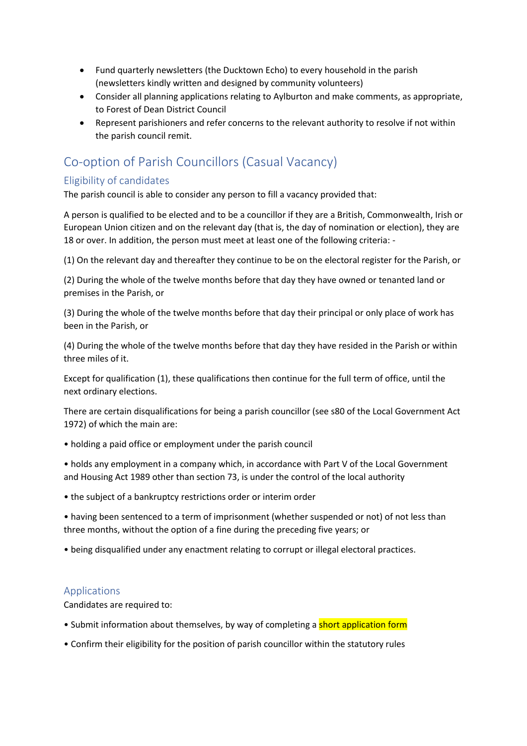- Fund quarterly newsletters (the Ducktown Echo) to every household in the parish (newsletters kindly written and designed by community volunteers)
- Consider all planning applications relating to Aylburton and make comments, as appropriate, to Forest of Dean District Council
- Represent parishioners and refer concerns to the relevant authority to resolve if not within the parish council remit.

## Co-option of Parish Councillors (Casual Vacancy)

### Eligibility of candidates

The parish council is able to consider any person to fill a vacancy provided that:

A person is qualified to be elected and to be a councillor if they are a British, Commonwealth, Irish or European Union citizen and on the relevant day (that is, the day of nomination or election), they are 18 or over. In addition, the person must meet at least one of the following criteria: -

(1) On the relevant day and thereafter they continue to be on the electoral register for the Parish, or

(2) During the whole of the twelve months before that day they have owned or tenanted land or premises in the Parish, or

(3) During the whole of the twelve months before that day their principal or only place of work has been in the Parish, or

(4) During the whole of the twelve months before that day they have resided in the Parish or within three miles of it.

Except for qualification (1), these qualifications then continue for the full term of office, until the next ordinary elections.

There are certain disqualifications for being a parish councillor (see s80 of the Local Government Act 1972) of which the main are:

• holding a paid office or employment under the parish council

• holds any employment in a company which, in accordance with Part V of the Local Government and Housing Act 1989 other than section 73, is under the control of the local authority

• the subject of a bankruptcy restrictions order or interim order

• having been sentenced to a term of imprisonment (whether suspended or not) of not less than three months, without the option of a fine during the preceding five years; or

• being disqualified under any enactment relating to corrupt or illegal electoral practices.

### Applications

Candidates are required to:

• Submit information about themselves, by way of completing a short application form

• Confirm their eligibility for the position of parish councillor within the statutory rules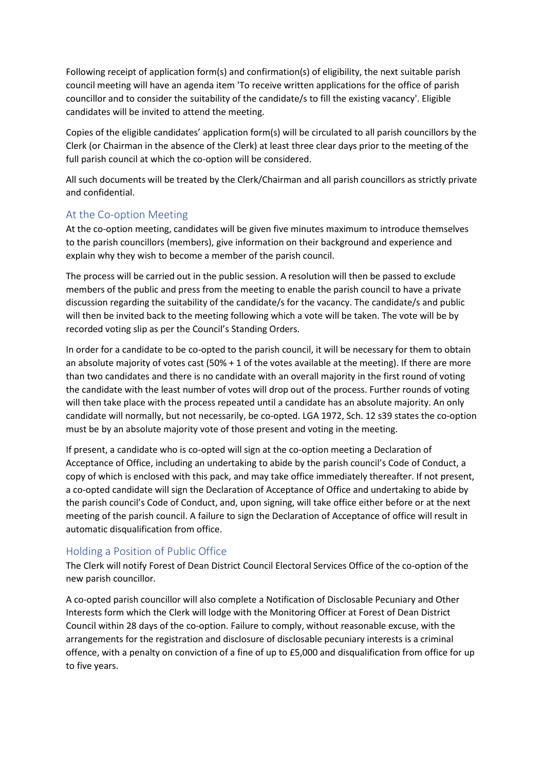Following receipt of application form(s) and confirmation(s) of eligibility, the next suitable parish council meeting will have an agenda item 'To receive written applications for the office of parish councillor and to consider the suitability of the candidate/s to fill the existing vacancy'. Eligible candidates will be invited to attend the meeting.

Copies of the eligible candidates' application form(s) will be circulated to all parish councillors by the Clerk (or Chairman in the absence of the Clerk) at least three clear days prior to the meeting of the full parish council at which the co-option will be considered.

All such documents will be treated by the Clerk/Chairman and all parish councillors as strictly private and confidential.

## At the Co-option Meeting

At the co-option meeting, candidates will be given five minutes maximum to introduce themselves to the parish councillors (members), give information on their background and experience and explain why they wish to become a member of the parish council.

The process will be carried out in the public session. A resolution will then be passed to exclude members of the public and press from the meeting to enable the parish council to have a private discussion regarding the suitability of the candidate/s for the vacancy. The candidate/s and public will then be invited back to the meeting following which a vote will be taken. The vote will be by recorded voting slip as per the Council's Standing Orders.

In order for a candidate to be co-opted to the parish council, it will be necessary for them to obtain an absolute majority of votes cast (50% + 1 of the votes available at the meeting). If there are more than two candidates and there is no candidate with an overall majority in the first round of voting the candidate with the least number of votes will drop out of the process. Further rounds of voting will then take place with the process repeated until a candidate has an absolute majority. An only candidate will normally, but not necessarily, be co-opted. LGA 1972, Sch. 12 s39 states the co-option must be by an absolute majority vote of those present and voting in the meeting.

If present, a candidate who is co-opted will sign at the co-option meeting a Declaration of Acceptance of Office, including an undertaking to abide by the parish council's Code of Conduct, a copy of which is enclosed with this pack, and may take office immediately thereafter. If not present, a co-opted candidate will sign the Declaration of Acceptance of Office and undertaking to abide by the parish council's Code of Conduct, and, upon signing, will take office either before or at the next meeting of the parish council. A failure to sign the Declaration of Acceptance of office will result in automatic disqualification from office.

## Holding a Position of Public Office

The Clerk will notify Forest of Dean District Council Electoral Services Office of the co-option of the new parish councillor.

A co-opted parish councillor will also complete a Notification of Disclosable Pecuniary and Other Interests form which the Clerk will lodge with the Monitoring Officer at Forest of Dean District Council within 28 days of the co-option. Failure to comply, without reasonable excuse, with the arrangements for the registration and disclosure of disclosable pecuniary interests is a criminal offence, with a penalty on conviction of a fine of up to £5,000 and disqualification from office for up to five years.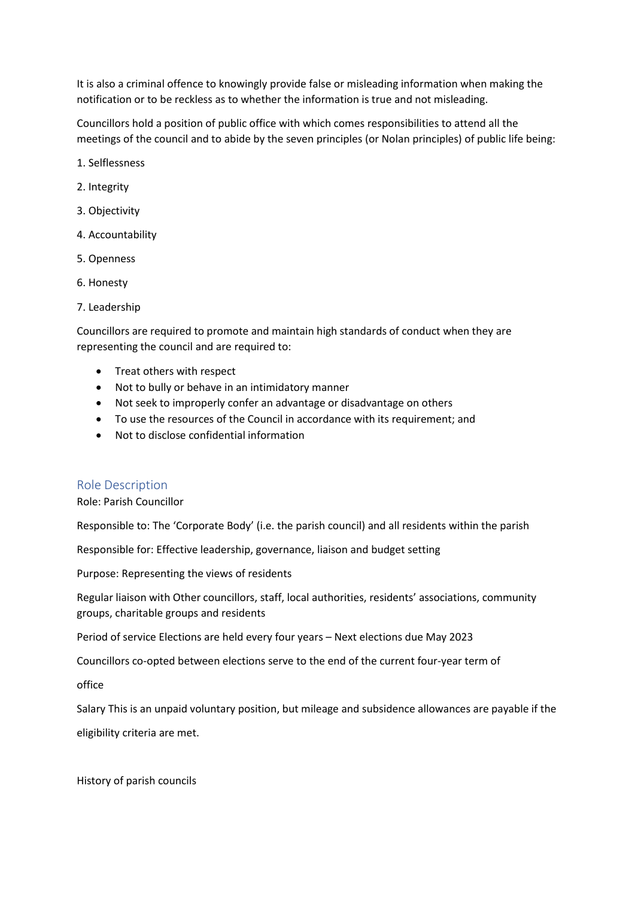It is also a criminal offence to knowingly provide false or misleading information when making the notification or to be reckless as to whether the information is true and not misleading.

Councillors hold a position of public office with which comes responsibilities to attend all the meetings of the council and to abide by the seven principles (or Nolan principles) of public life being:

1. Selflessness
2. Integrity
3. Objectivity
4. Accountability
5. Openness
6. Honesty
7. Leadership

Councillors are required to promote and maintain high standards of conduct when they are representing the council and are required to:

- Treat others with respect
- Not to bully or behave in an intimidatory manner
- Not seek to improperly confer an advantage or disadvantage on others
- To use the resources of the Council in accordance with its requirement; and
- Not to disclose confidential information

## Role Description

Role: Parish Councillor

Responsible to: The 'Corporate Body' (i.e. the parish council) and all residents within the parish

Responsible for: Effective leadership, governance, liaison and budget setting

Purpose: Representing the views of residents

Regular liaison with Other councillors, staff, local authorities, residents' associations, community groups, charitable groups and residents

Period of service Elections are held every four years – Next elections due May 2023

Councillors co-opted between elections serve to the end of the current four-year term of

office

Salary This is an unpaid voluntary position, but mileage and subsidence allowances are payable if the

eligibility criteria are met.

History of parish councils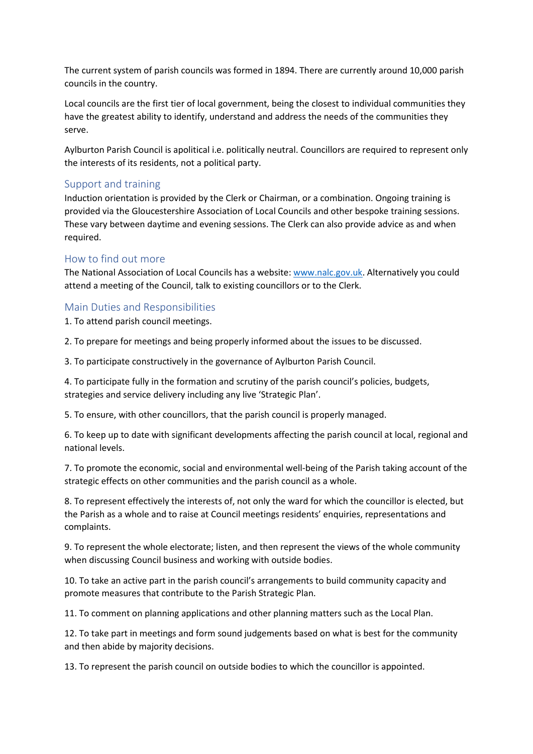The current system of parish councils was formed in 1894. There are currently around 10,000 parish councils in the country.

Local councils are the first tier of local government, being the closest to individual communities they have the greatest ability to identify, understand and address the needs of the communities they serve.

Aylburton Parish Council is apolitical i.e. politically neutral. Councillors are required to represent only the interests of its residents, not a political party.

## Support and training

Induction orientation is provided by the Clerk or Chairman, or a combination. Ongoing training is provided via the Gloucestershire Association of Local Councils and other bespoke training sessions. These vary between daytime and evening sessions. The Clerk can also provide advice as and when required.

## How to find out more

The National Association of Local Councils has a website: [www.nalc.gov.uk](http://www.nalc.gov.uk). Alternatively you could attend a meeting of the Council, talk to existing councillors or to the Clerk.

## Main Duties and Responsibilities

1. To attend parish council meetings.

2. To prepare for meetings and being properly informed about the issues to be discussed.

3. To participate constructively in the governance of Aylburton Parish Council.

4. To participate fully in the formation and scrutiny of the parish council's policies, budgets, strategies and service delivery including any live 'Strategic Plan'.

5. To ensure, with other councillors, that the parish council is properly managed.

6. To keep up to date with significant developments affecting the parish council at local, regional and national levels.

7. To promote the economic, social and environmental well-being of the Parish taking account of the strategic effects on other communities and the parish council as a whole.

8. To represent effectively the interests of, not only the ward for which the councillor is elected, but the Parish as a whole and to raise at Council meetings residents' enquiries, representations and complaints.

9. To represent the whole electorate; listen, and then represent the views of the whole community when discussing Council business and working with outside bodies.

10. To take an active part in the parish council's arrangements to build community capacity and promote measures that contribute to the Parish Strategic Plan.

11. To comment on planning applications and other planning matters such as the Local Plan.

12. To take part in meetings and form sound judgements based on what is best for the community and then abide by majority decisions.

13. To represent the parish council on outside bodies to which the councillor is appointed.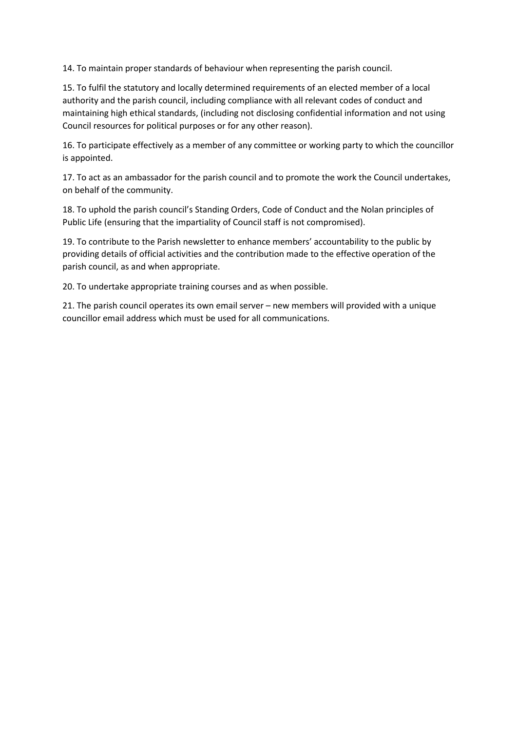14. To maintain proper standards of behaviour when representing the parish council.

15. To fulfil the statutory and locally determined requirements of an elected member of a local authority and the parish council, including compliance with all relevant codes of conduct and maintaining high ethical standards, (including not disclosing confidential information and not using Council resources for political purposes or for any other reason).

16. To participate effectively as a member of any committee or working party to which the councillor is appointed.

17. To act as an ambassador for the parish council and to promote the work the Council undertakes, on behalf of the community.

18. To uphold the parish council's Standing Orders, Code of Conduct and the Nolan principles of Public Life (ensuring that the impartiality of Council staff is not compromised).

19. To contribute to the Parish newsletter to enhance members' accountability to the public by providing details of official activities and the contribution made to the effective operation of the parish council, as and when appropriate.

20. To undertake appropriate training courses and as when possible.

21. The parish council operates its own email server – new members will provided with a unique councillor email address which must be used for all communications.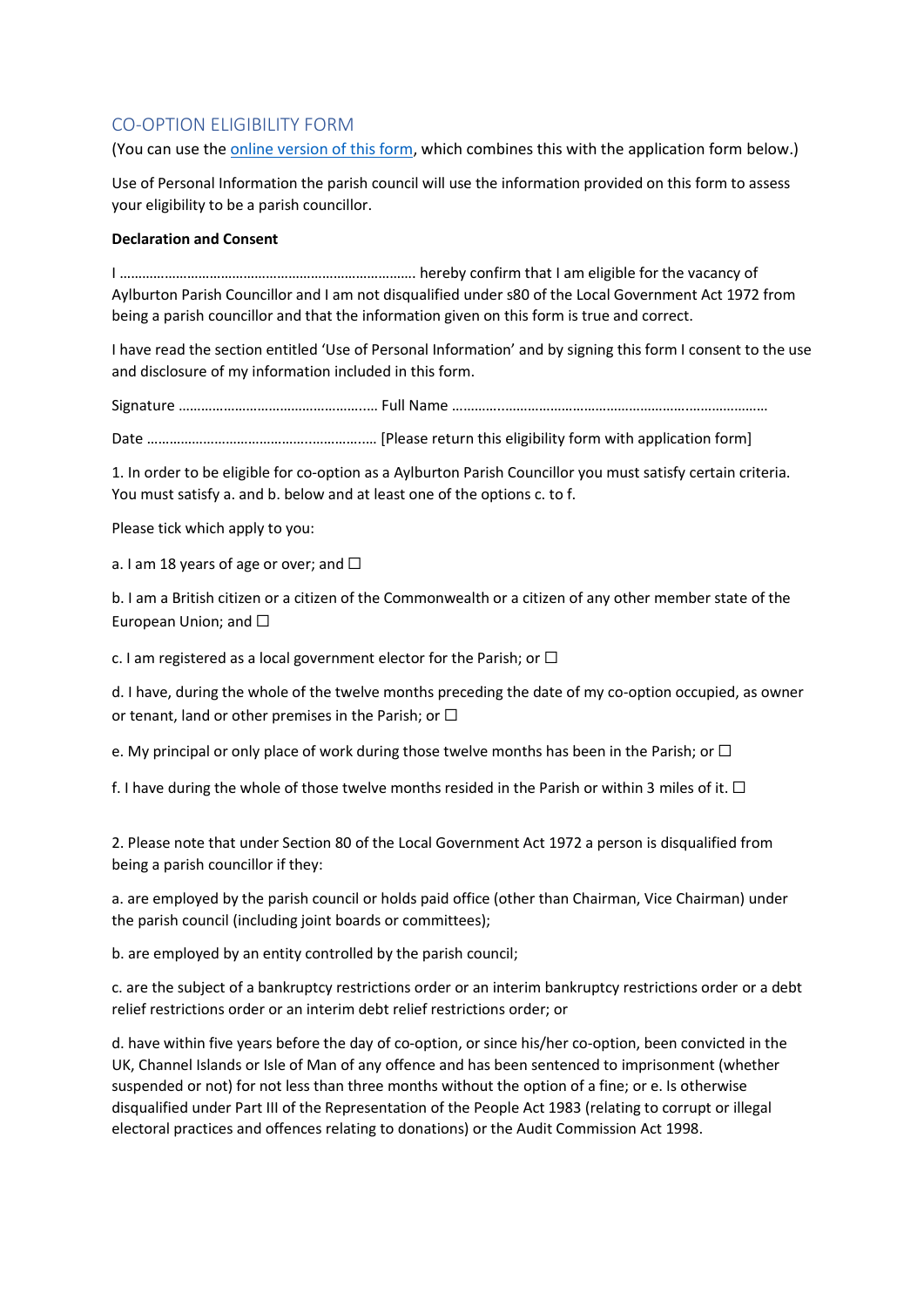## CO-OPTION ELIGIBILITY FORM

(You can use the [online version of this form](), which combines this with the application form below.)

Use of Personal Information the parish council will use the information provided on this form to assess your eligibility to be a parish councillor.

**Declaration and Consent**

I …………………………………………………………………… hereby confirm that I am eligible for the vacancy of Aylburton Parish Councillor and I am not disqualified under s80 of the Local Government Act 1972 from being a parish councillor and that the information given on this form is true and correct.

I have read the section entitled 'Use of Personal Information' and by signing this form I consent to the use and disclosure of my information included in this form.

Signature …………………………………………….. Full Name ……………..…………………………………………………………

Date ………………………………………..…………… [Please return this eligibility form with application form]

1. In order to be eligible for co-option as a Aylburton Parish Councillor you must satisfy certain criteria. You must satisfy a. and b. below and at least one of the options c. to f.

Please tick which apply to you:

a. I am 18 years of age or over; and ☐

b. I am a British citizen or a citizen of the Commonwealth or a citizen of any other member state of the European Union; and ☐

c. I am registered as a local government elector for the Parish; or ☐

d. I have, during the whole of the twelve months preceding the date of my co-option occupied, as owner or tenant, land or other premises in the Parish; or ☐

e. My principal or only place of work during those twelve months has been in the Parish; or ☐

f. I have during the whole of those twelve months resided in the Parish or within 3 miles of it. ☐

2. Please note that under Section 80 of the Local Government Act 1972 a person is disqualified from being a parish councillor if they:

a. are employed by the parish council or holds paid office (other than Chairman, Vice Chairman) under the parish council (including joint boards or committees);

b. are employed by an entity controlled by the parish council;

c. are the subject of a bankruptcy restrictions order or an interim bankruptcy restrictions order or a debt relief restrictions order or an interim debt relief restrictions order; or

d. have within five years before the day of co-option, or since his/her co-option, been convicted in the UK, Channel Islands or Isle of Man of any offence and has been sentenced to imprisonment (whether suspended or not) for not less than three months without the option of a fine; or e. Is otherwise disqualified under Part III of the Representation of the People Act 1983 (relating to corrupt or illegal electoral practices and offences relating to donations) or the Audit Commission Act 1998.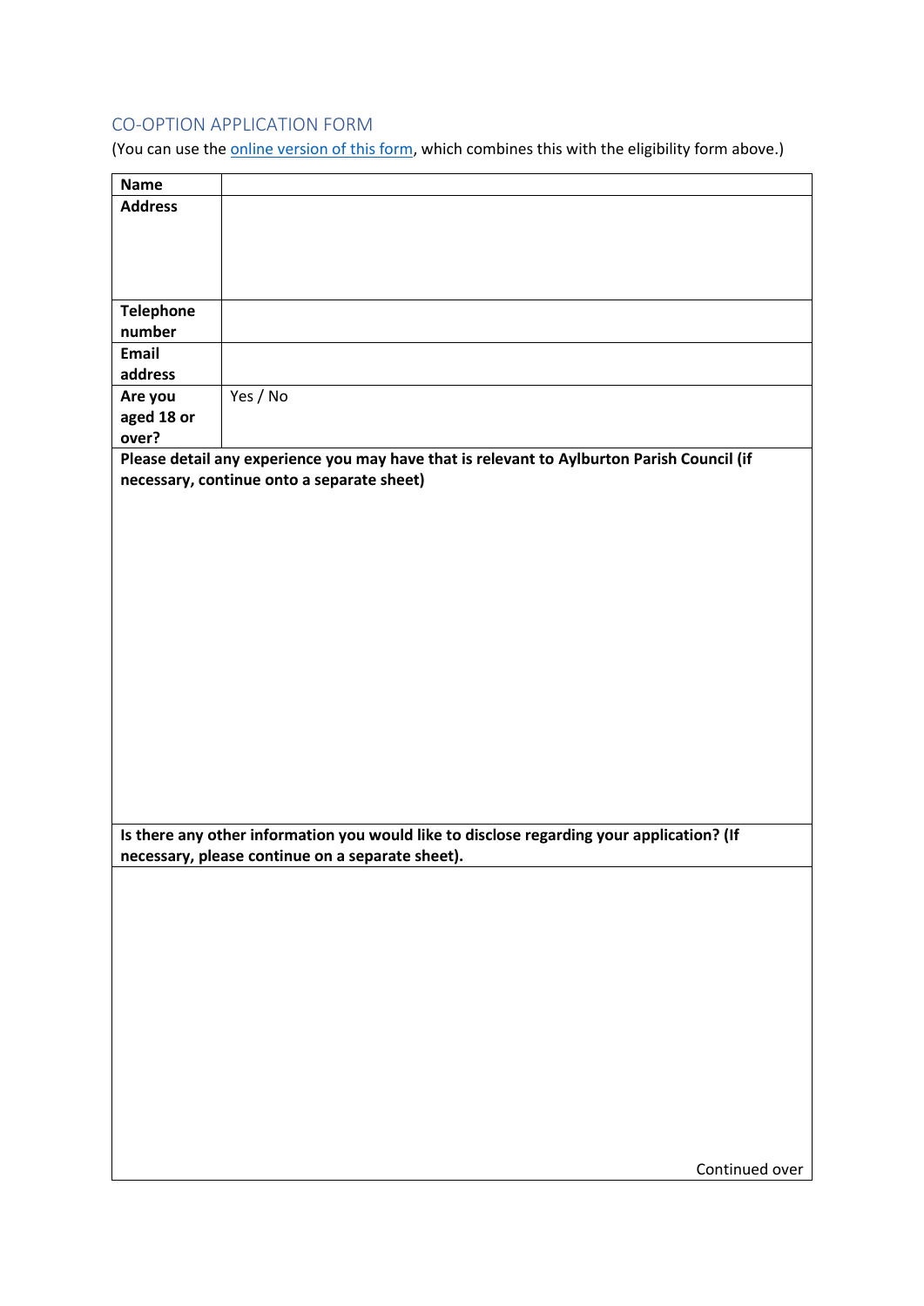## CO-OPTION APPLICATION FORM

(You can use the online version of this form, which combines this with the eligibility form above.)

| | |
|---|---|
| **Name** | |
| **Address** | |
| **Telephone number** | |
| **Email address** | |
| **Are you aged 18 or over?** | Yes / No |
| **Please detail any experience you may have that is relevant to Aylburton Parish Council (if necessary, continue onto a separate sheet)** | |
| **Is there any other information you would like to disclose regarding your application? (If necessary, please continue on a separate sheet).** | |

Continued over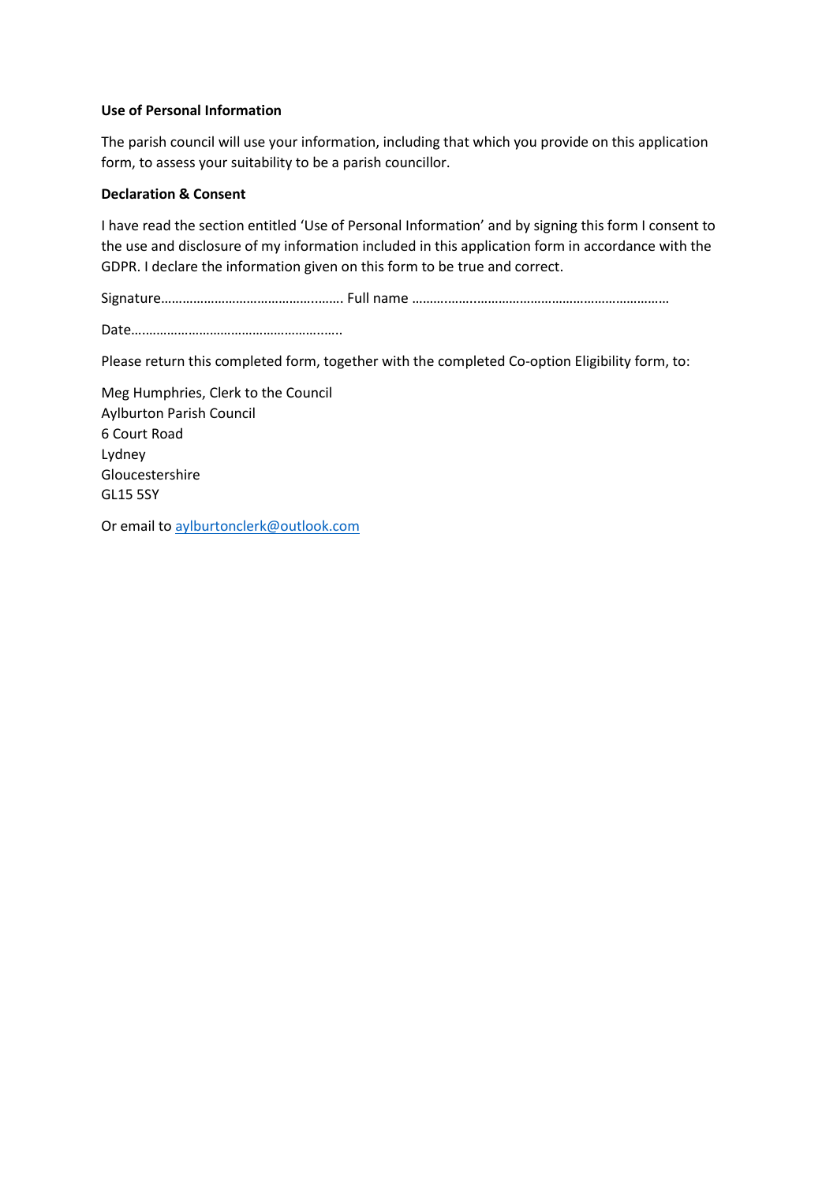**Use of Personal Information**

The parish council will use your information, including that which you provide on this application form, to assess your suitability to be a parish councillor.

**Declaration & Consent**

I have read the section entitled 'Use of Personal Information' and by signing this form I consent to the use and disclosure of my information included in this application form in accordance with the GDPR. I declare the information given on this form to be true and correct.

Signature…………………………………………. Full name ……………………………………………………………

Date…………………………………………………..

Please return this completed form, together with the completed Co-option Eligibility form, to:

Meg Humphries, Clerk to the Council
Aylburton Parish Council
6 Court Road
Lydney
Gloucestershire
GL15 5SY

Or email to aylburtonclerk@outlook.com